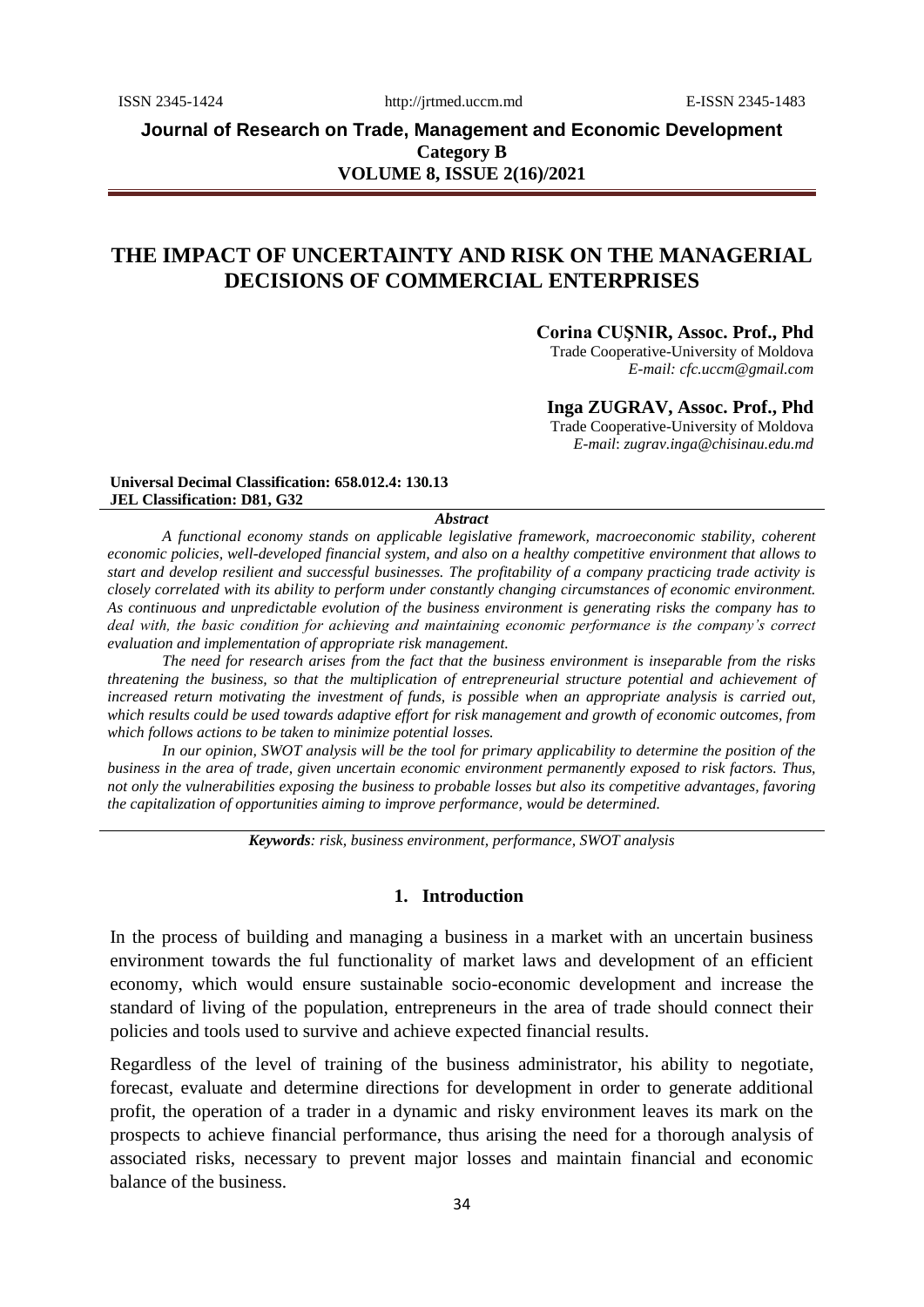# THE IMPACT OF UNCERTAINTY AND RISK ON THE MANAGERIAL DECISIONS OF COMMERCIAL ENTERPRISES

**Corina CUȘNIR, Assoc. Prof., Phd**
Trade Cooperative-University of Moldova
*E-mail: cfc.uccm@gmail.com*

**Inga ZUGRAV, Assoc. Prof., Phd**
Trade Cooperative-University of Moldova
*E-mail*: *zugrav.inga@chisinau.edu.md*

**Universal Decimal Classification: 658.012.4: 130.13**
**JEL Classification: D81, G32**

***Abstract***

*A functional economy stands on applicable legislative framework, macroeconomic stability, coherent economic policies, well-developed financial system, and also on a healthy competitive environment that allows to start and develop resilient and successful businesses. The profitability of a company practicing trade activity is closely correlated with its ability to perform under constantly changing circumstances of economic environment. As continuous and unpredictable evolution of the business environment is generating risks the company has to deal with, the basic condition for achieving and maintaining economic performance is the company's correct evaluation and implementation of appropriate risk management.*

*The need for research arises from the fact that the business environment is inseparable from the risks threatening the business, so that the multiplication of entrepreneurial structure potential and achievement of increased return motivating the investment of funds, is possible when an appropriate analysis is carried out, which results could be used towards adaptive effort for risk management and growth of economic outcomes, from which follows actions to be taken to minimize potential losses.*

*In our opinion, SWOT analysis will be the tool for primary applicability to determine the position of the business in the area of trade, given uncertain economic environment permanently exposed to risk factors. Thus, not only the vulnerabilities exposing the business to probable losses but also its competitive advantages, favoring the capitalization of opportunities aiming to improve performance, would be determined.*

***Keywords****: risk, business environment, performance, SWOT analysis*

## 1. Introduction

In the process of building and managing a business in a market with an uncertain business environment towards the ful functionality of market laws and development of an efficient economy, which would ensure sustainable socio-economic development and increase the standard of living of the population, entrepreneurs in the area of trade should connect their policies and tools used to survive and achieve expected financial results.

Regardless of the level of training of the business administrator, his ability to negotiate, forecast, evaluate and determine directions for development in order to generate additional profit, the operation of a trader in a dynamic and risky environment leaves its mark on the prospects to achieve financial performance, thus arising the need for a thorough analysis of associated risks, necessary to prevent major losses and maintain financial and economic balance of the business.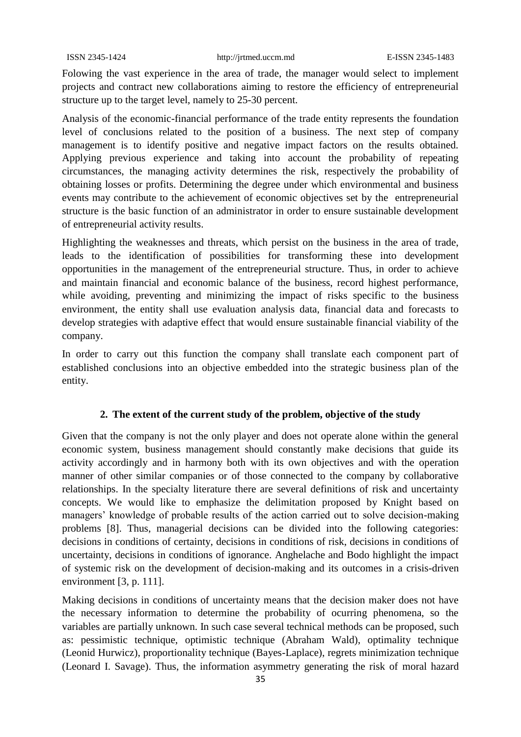Folowing the vast experience in the area of trade, the manager would select to implement projects and contract new collaborations aiming to restore the efficiency of entrepreneurial structure up to the target level, namely to 25-30 percent.

Analysis of the economic-financial performance of the trade entity represents the foundation level of conclusions related to the position of a business. The next step of company management is to identify positive and negative impact factors on the results obtained. Applying previous experience and taking into account the probability of repeating circumstances, the managing activity determines the risk, respectively the probability of obtaining losses or profits. Determining the degree under which environmental and business events may contribute to the achievement of economic objectives set by the entrepreneurial structure is the basic function of an administrator in order to ensure sustainable development of entrepreneurial activity results.

Highlighting the weaknesses and threats, which persist on the business in the area of trade, leads to the identification of possibilities for transforming these into development opportunities in the management of the entrepreneurial structure. Thus, in order to achieve and maintain financial and economic balance of the business, record highest performance, while avoiding, preventing and minimizing the impact of risks specific to the business environment, the entity shall use evaluation analysis data, financial data and forecasts to develop strategies with adaptive effect that would ensure sustainable financial viability of the company.

In order to carry out this function the company shall translate each component part of established conclusions into an objective embedded into the strategic business plan of the entity.

## 2. The extent of the current study of the problem, objective of the study

Given that the company is not the only player and does not operate alone within the general economic system, business management should constantly make decisions that guide its activity accordingly and in harmony both with its own objectives and with the operation manner of other similar companies or of those connected to the company by collaborative relationships. In the specialty literature there are several definitions of risk and uncertainty concepts. We would like to emphasize the delimitation proposed by Knight based on managers' knowledge of probable results of the action carried out to solve decision-making problems [8]. Thus, managerial decisions can be divided into the following categories: decisions in conditions of certainty, decisions in conditions of risk, decisions in conditions of uncertainty, decisions in conditions of ignorance. Anghelache and Bodo highlight the impact of systemic risk on the development of decision-making and its outcomes in a crisis-driven environment [3, p. 111].

Making decisions in conditions of uncertainty means that the decision maker does not have the necessary information to determine the probability of ocurring phenomena, so the variables are partially unknown. In such case several technical methods can be proposed, such as: pessimistic technique, optimistic technique (Abraham Wald), optimality technique (Leonid Hurwicz), proportionality technique (Bayes-Laplace), regrets minimization technique (Leonard I. Savage). Thus, the information asymmetry generating the risk of moral hazard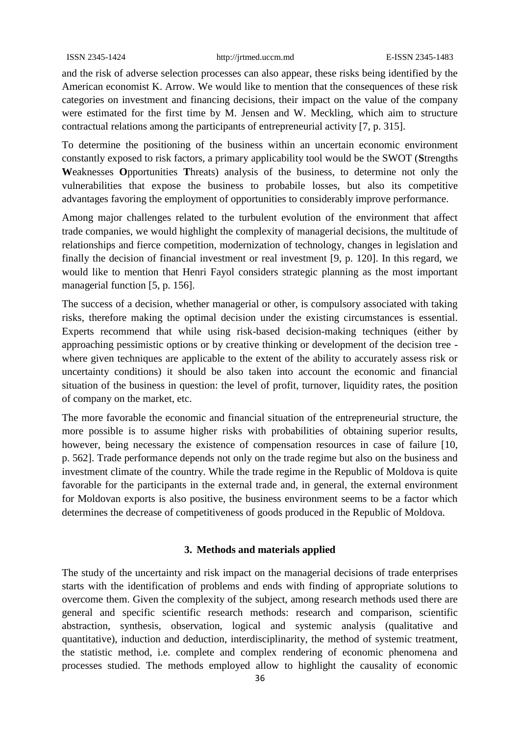and the risk of adverse selection processes can also appear, these risks being identified by the American economist K. Arrow. We would like to mention that the consequences of these risk categories on investment and financing decisions, their impact on the value of the company were estimated for the first time by M. Jensen and W. Meckling, which aim to structure contractual relations among the participants of entrepreneurial activity [7, p. 315].

To determine the positioning of the business within an uncertain economic environment constantly exposed to risk factors, a primary applicability tool would be the SWOT (**S**trengths **W**eaknesses **O**pportunities **T**hreats) analysis of the business, to determine not only the vulnerabilities that expose the business to probabile losses, but also its competitive advantages favoring the employment of opportunities to considerably improve performance.

Among major challenges related to the turbulent evolution of the environment that affect trade companies, we would highlight the complexity of managerial decisions, the multitude of relationships and fierce competition, modernization of technology, changes in legislation and finally the decision of financial investment or real investment [9, p. 120]. In this regard, we would like to mention that Henri Fayol considers strategic planning as the most important managerial function [5, p. 156].

The success of a decision, whether managerial or other, is compulsory associated with taking risks, therefore making the optimal decision under the existing circumstances is essential. Experts recommend that while using risk-based decision-making techniques (either by approaching pessimistic options or by creative thinking or development of the decision tree - where given techniques are applicable to the extent of the ability to accurately assess risk or uncertainty conditions) it should be also taken into account the economic and financial situation of the business in question: the level of profit, turnover, liquidity rates, the position of company on the market, etc.

The more favorable the economic and financial situation of the entrepreneurial structure, the more possible is to assume higher risks with probabilities of obtaining superior results, however, being necessary the existence of compensation resources in case of failure [10, p. 562]. Trade performance depends not only on the trade regime but also on the business and investment climate of the country. While the trade regime in the Republic of Moldova is quite favorable for the participants in the external trade and, in general, the external environment for Moldovan exports is also positive, the business environment seems to be a factor which determines the decrease of competitiveness of goods produced in the Republic of Moldova.

## 3. Methods and materials applied

The study of the uncertainty and risk impact on the managerial decisions of trade enterprises starts with the identification of problems and ends with finding of appropriate solutions to overcome them. Given the complexity of the subject, among research methods used there are general and specific scientific research methods: research and comparison, scientific abstraction, synthesis, observation, logical and systemic analysis (qualitative and quantitative), induction and deduction, interdisciplinarity, the method of systemic treatment, the statistic method, i.e. complete and complex rendering of economic phenomena and processes studied. The methods employed allow to highlight the causality of economic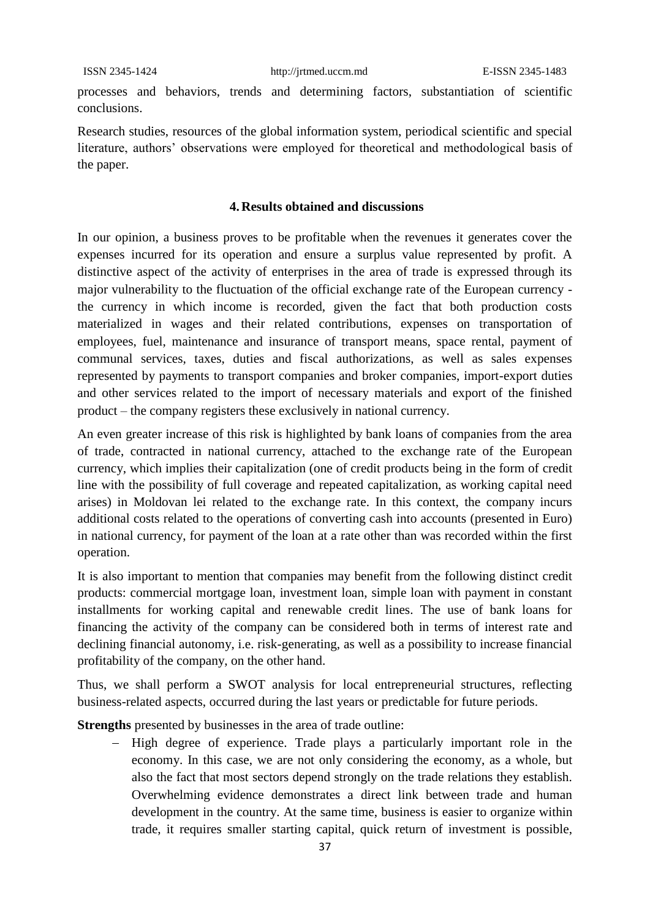processes and behaviors, trends and determining factors, substantiation of scientific conclusions.

Research studies, resources of the global information system, periodical scientific and special literature, authors' observations were employed for theoretical and methodological basis of the paper.

## 4. Results obtained and discussions

In our opinion, a business proves to be profitable when the revenues it generates cover the expenses incurred for its operation and ensure a surplus value represented by profit. A distinctive aspect of the activity of enterprises in the area of trade is expressed through its major vulnerability to the fluctuation of the official exchange rate of the European currency - the currency in which income is recorded, given the fact that both production costs materialized in wages and their related contributions, expenses on transportation of employees, fuel, maintenance and insurance of transport means, space rental, payment of communal services, taxes, duties and fiscal authorizations, as well as sales expenses represented by payments to transport companies and broker companies, import-export duties and other services related to the import of necessary materials and export of the finished product – the company registers these exclusively in national currency.

An even greater increase of this risk is highlighted by bank loans of companies from the area of trade, contracted in national currency, attached to the exchange rate of the European currency, which implies their capitalization (one of credit products being in the form of credit line with the possibility of full coverage and repeated capitalization, as working capital need arises) in Moldovan lei related to the exchange rate. In this context, the company incurs additional costs related to the operations of converting cash into accounts (presented in Euro) in national currency, for payment of the loan at a rate other than was recorded within the first operation.

It is also important to mention that companies may benefit from the following distinct credit products: commercial mortgage loan, investment loan, simple loan with payment in constant installments for working capital and renewable credit lines. The use of bank loans for financing the activity of the company can be considered both in terms of interest rate and declining financial autonomy, i.e. risk-generating, as well as a possibility to increase financial profitability of the company, on the other hand.

Thus, we shall perform a SWOT analysis for local entrepreneurial structures, reflecting business-related aspects, occurred during the last years or predictable for future periods.

**Strengths** presented by businesses in the area of trade outline:

- High degree of experience. Trade plays a particularly important role in the economy. In this case, we are not only considering the economy, as a whole, but also the fact that most sectors depend strongly on the trade relations they establish. Overwhelming evidence demonstrates a direct link between trade and human development in the country. At the same time, business is easier to organize within trade, it requires smaller starting capital, quick return of investment is possible,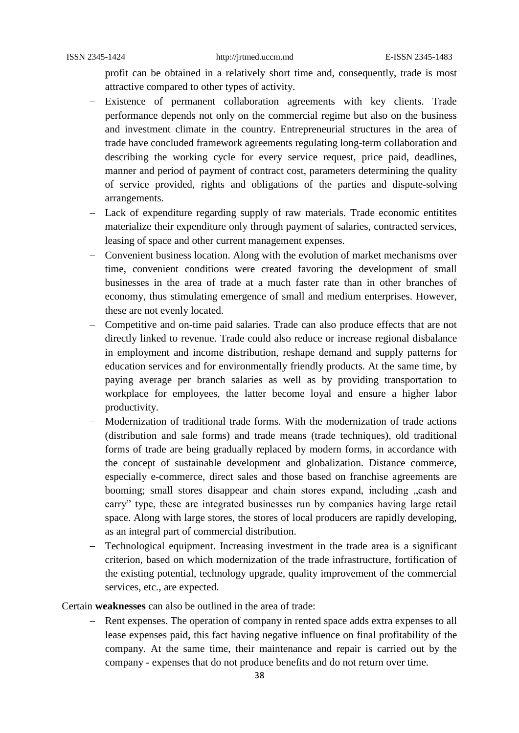profit can be obtained in a relatively short time and, consequently, trade is most attractive compared to other types of activity.

- Existence of permanent collaboration agreements with key clients. Trade performance depends not only on the commercial regime but also on the business and investment climate in the country. Entrepreneurial structures in the area of trade have concluded framework agreements regulating long-term collaboration and describing the working cycle for every service request, price paid, deadlines, manner and period of payment of contract cost, parameters determining the quality of service provided, rights and obligations of the parties and dispute-solving arrangements.
- Lack of expenditure regarding supply of raw materials. Trade economic entitites materialize their expenditure only through payment of salaries, contracted services, leasing of space and other current management expenses.
- Convenient business location. Along with the evolution of market mechanisms over time, convenient conditions were created favoring the development of small businesses in the area of trade at a much faster rate than in other branches of economy, thus stimulating emergence of small and medium enterprises. However, these are not evenly located.
- Competitive and on-time paid salaries. Trade can also produce effects that are not directly linked to revenue. Trade could also reduce or increase regional disbalance in employment and income distribution, reshape demand and supply patterns for education services and for environmentally friendly products. At the same time, by paying average per branch salaries as well as by providing transportation to workplace for employees, the latter become loyal and ensure a higher labor productivity.
- Modernization of traditional trade forms. With the modernization of trade actions (distribution and sale forms) and trade means (trade techniques), old traditional forms of trade are being gradually replaced by modern forms, in accordance with the concept of sustainable development and globalization. Distance commerce, especially e-commerce, direct sales and those based on franchise agreements are booming; small stores disappear and chain stores expand, including „cash and carry" type, these are integrated businesses run by companies having large retail space. Along with large stores, the stores of local producers are rapidly developing, as an integral part of commercial distribution.
- Technological equipment. Increasing investment in the trade area is a significant criterion, based on which modernization of the trade infrastructure, fortification of the existing potential, technology upgrade, quality improvement of the commercial services, etc., are expected.

Certain **weaknesses** can also be outlined in the area of trade:

- Rent expenses. The operation of company in rented space adds extra expenses to all lease expenses paid, this fact having negative influence on final profitability of the company. At the same time, their maintenance and repair is carried out by the company - expenses that do not produce benefits and do not return over time.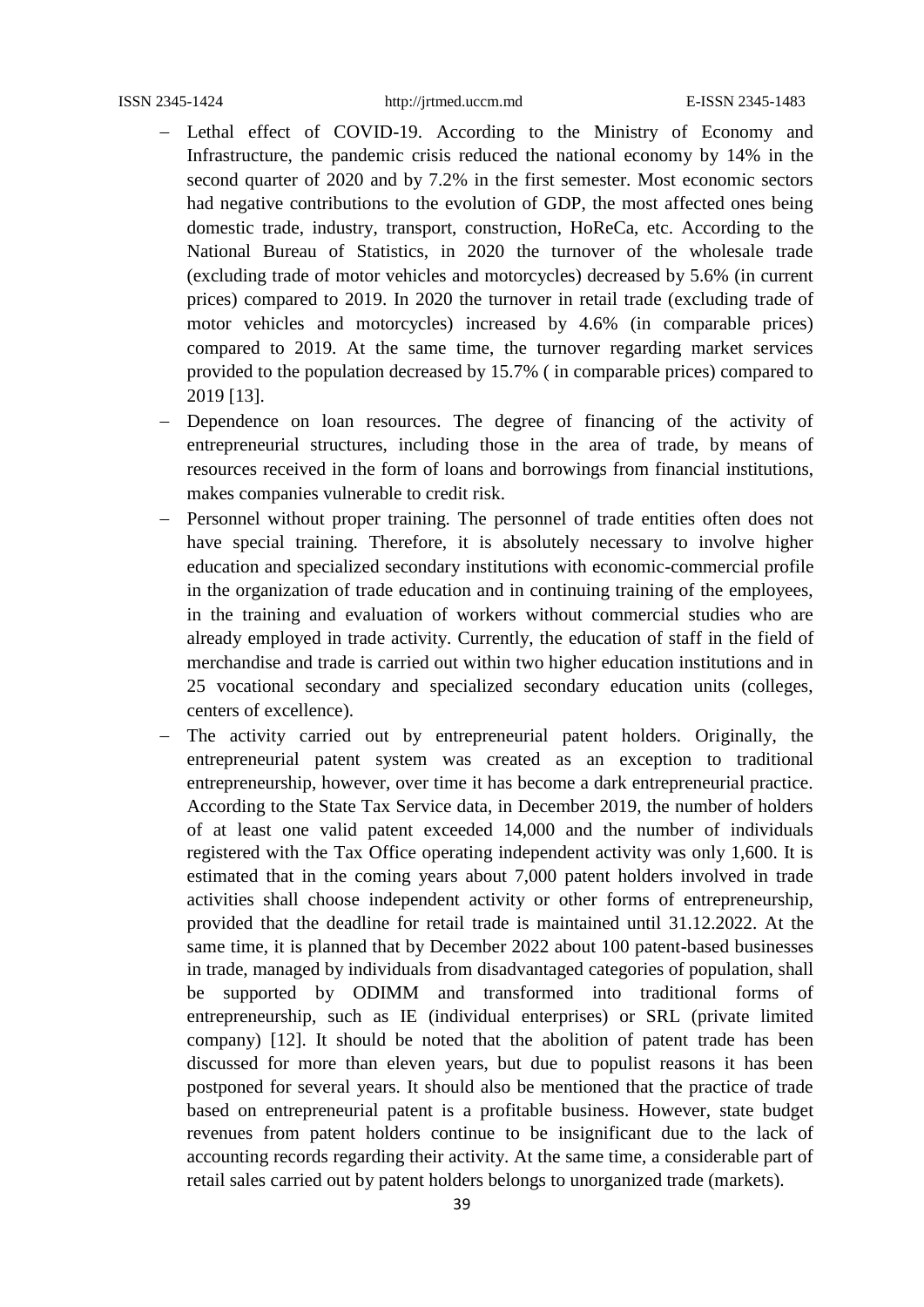- Lethal effect of COVID-19. According to the Ministry of Economy and Infrastructure, the pandemic crisis reduced the national economy by 14% in the second quarter of 2020 and by 7.2% in the first semester. Most economic sectors had negative contributions to the evolution of GDP, the most affected ones being domestic trade, industry, transport, construction, HoReCa, etc. According to the National Bureau of Statistics, in 2020 the turnover of the wholesale trade (excluding trade of motor vehicles and motorcycles) decreased by 5.6% (in current prices) compared to 2019. In 2020 the turnover in retail trade (excluding trade of motor vehicles and motorcycles) increased by 4.6% (in comparable prices) compared to 2019. At the same time, the turnover regarding market services provided to the population decreased by 15.7% ( in comparable prices) compared to 2019 [13].
- Dependence on loan resources. The degree of financing of the activity of entrepreneurial structures, including those in the area of trade, by means of resources received in the form of loans and borrowings from financial institutions, makes companies vulnerable to credit risk.
- Personnel without proper training. The personnel of trade entities often does not have special training. Therefore, it is absolutely necessary to involve higher education and specialized secondary institutions with economic-commercial profile in the organization of trade education and in continuing training of the employees, in the training and evaluation of workers without commercial studies who are already employed in trade activity. Currently, the education of staff in the field of merchandise and trade is carried out within two higher education institutions and in 25 vocational secondary and specialized secondary education units (colleges, centers of excellence).
- The activity carried out by entrepreneurial patent holders. Originally, the entrepreneurial patent system was created as an exception to traditional entrepreneurship, however, over time it has become a dark entrepreneurial practice. According to the State Tax Service data, in December 2019, the number of holders of at least one valid patent exceeded 14,000 and the number of individuals registered with the Tax Office operating independent activity was only 1,600. It is estimated that in the coming years about 7,000 patent holders involved in trade activities shall choose independent activity or other forms of entrepreneurship, provided that the deadline for retail trade is maintained until 31.12.2022. At the same time, it is planned that by December 2022 about 100 patent-based businesses in trade, managed by individuals from disadvantaged categories of population, shall be supported by ODIMM and transformed into traditional forms of entrepreneurship, such as IE (individual enterprises) or SRL (private limited company) [12]. It should be noted that the abolition of patent trade has been discussed for more than eleven years, but due to populist reasons it has been postponed for several years. It should also be mentioned that the practice of trade based on entrepreneurial patent is a profitable business. However, state budget revenues from patent holders continue to be insignificant due to the lack of accounting records regarding their activity. At the same time, a considerable part of retail sales carried out by patent holders belongs to unorganized trade (markets).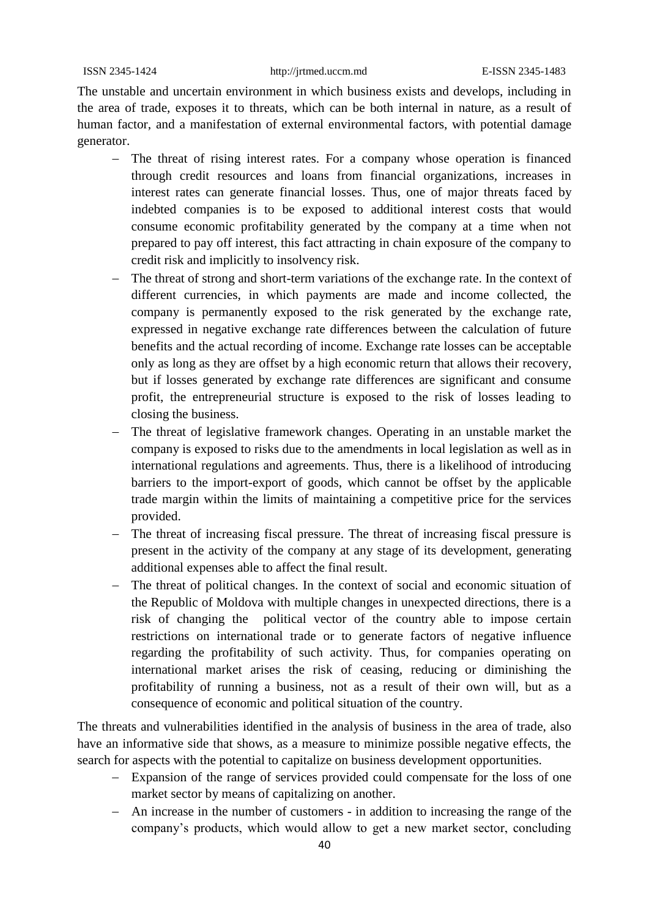The unstable and uncertain environment in which business exists and develops, including in the area of trade, exposes it to threats, which can be both internal in nature, as a result of human factor, and a manifestation of external environmental factors, with potential damage generator.

- The threat of rising interest rates. For a company whose operation is financed through credit resources and loans from financial organizations, increases in interest rates can generate financial losses. Thus, one of major threats faced by indebted companies is to be exposed to additional interest costs that would consume economic profitability generated by the company at a time when not prepared to pay off interest, this fact attracting in chain exposure of the company to credit risk and implicitly to insolvency risk.
- The threat of strong and short-term variations of the exchange rate. In the context of different currencies, in which payments are made and income collected, the company is permanently exposed to the risk generated by the exchange rate, expressed in negative exchange rate differences between the calculation of future benefits and the actual recording of income. Exchange rate losses can be acceptable only as long as they are offset by a high economic return that allows their recovery, but if losses generated by exchange rate differences are significant and consume profit, the entrepreneurial structure is exposed to the risk of losses leading to closing the business.
- The threat of legislative framework changes. Operating in an unstable market the company is exposed to risks due to the amendments in local legislation as well as in international regulations and agreements. Thus, there is a likelihood of introducing barriers to the import-export of goods, which cannot be offset by the applicable trade margin within the limits of maintaining a competitive price for the services provided.
- The threat of increasing fiscal pressure. The threat of increasing fiscal pressure is present in the activity of the company at any stage of its development, generating additional expenses able to affect the final result.
- The threat of political changes. In the context of social and economic situation of the Republic of Moldova with multiple changes in unexpected directions, there is a risk of changing the political vector of the country able to impose certain restrictions on international trade or to generate factors of negative influence regarding the profitability of such activity. Thus, for companies operating on international market arises the risk of ceasing, reducing or diminishing the profitability of running a business, not as a result of their own will, but as a consequence of economic and political situation of the country.

The threats and vulnerabilities identified in the analysis of business in the area of trade, also have an informative side that shows, as a measure to minimize possible negative effects, the search for aspects with the potential to capitalize on business development opportunities.

- Expansion of the range of services provided could compensate for the loss of one market sector by means of capitalizing on another.
- An increase in the number of customers - in addition to increasing the range of the company's products, which would allow to get a new market sector, concluding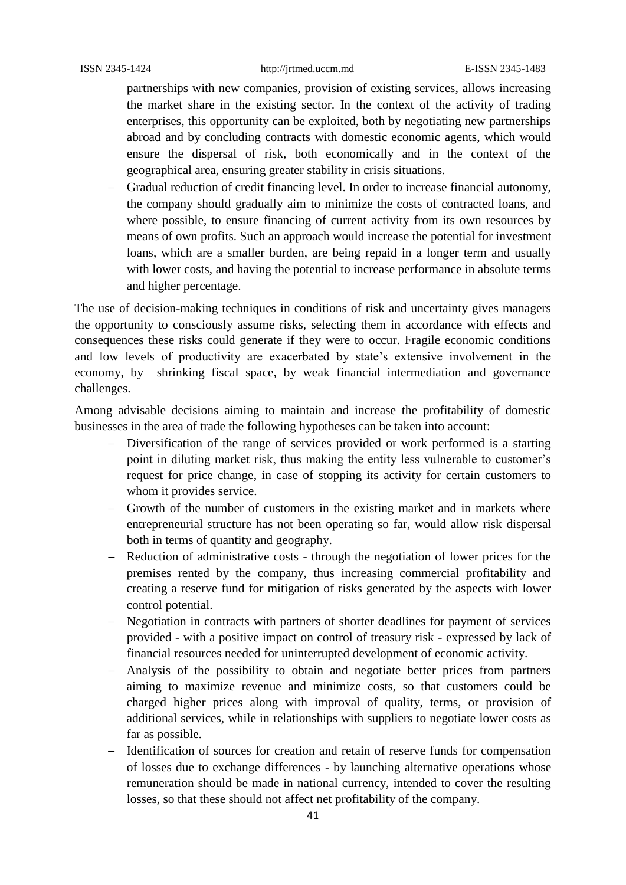partnerships with new companies, provision of existing services, allows increasing the market share in the existing sector. In the context of the activity of trading enterprises, this opportunity can be exploited, both by negotiating new partnerships abroad and by concluding contracts with domestic economic agents, which would ensure the dispersal of risk, both economically and in the context of the geographical area, ensuring greater stability in crisis situations.

- Gradual reduction of credit financing level. In order to increase financial autonomy, the company should gradually aim to minimize the costs of contracted loans, and where possible, to ensure financing of current activity from its own resources by means of own profits. Such an approach would increase the potential for investment loans, which are a smaller burden, are being repaid in a longer term and usually with lower costs, and having the potential to increase performance in absolute terms and higher percentage.

The use of decision-making techniques in conditions of risk and uncertainty gives managers the opportunity to consciously assume risks, selecting them in accordance with effects and consequences these risks could generate if they were to occur. Fragile economic conditions and low levels of productivity are exacerbated by state's extensive involvement in the economy, by shrinking fiscal space, by weak financial intermediation and governance challenges.

Among advisable decisions aiming to maintain and increase the profitability of domestic businesses in the area of trade the following hypotheses can be taken into account:

- Diversification of the range of services provided or work performed is a starting point in diluting market risk, thus making the entity less vulnerable to customer's request for price change, in case of stopping its activity for certain customers to whom it provides service.
- Growth of the number of customers in the existing market and in markets where entrepreneurial structure has not been operating so far, would allow risk dispersal both in terms of quantity and geography.
- Reduction of administrative costs - through the negotiation of lower prices for the premises rented by the company, thus increasing commercial profitability and creating a reserve fund for mitigation of risks generated by the aspects with lower control potential.
- Negotiation in contracts with partners of shorter deadlines for payment of services provided - with a positive impact on control of treasury risk - expressed by lack of financial resources needed for uninterrupted development of economic activity.
- Analysis of the possibility to obtain and negotiate better prices from partners aiming to maximize revenue and minimize costs, so that customers could be charged higher prices along with improval of quality, terms, or provision of additional services, while in relationships with suppliers to negotiate lower costs as far as possible.
- Identification of sources for creation and retain of reserve funds for compensation of losses due to exchange differences - by launching alternative operations whose remuneration should be made in national currency, intended to cover the resulting losses, so that these should not affect net profitability of the company.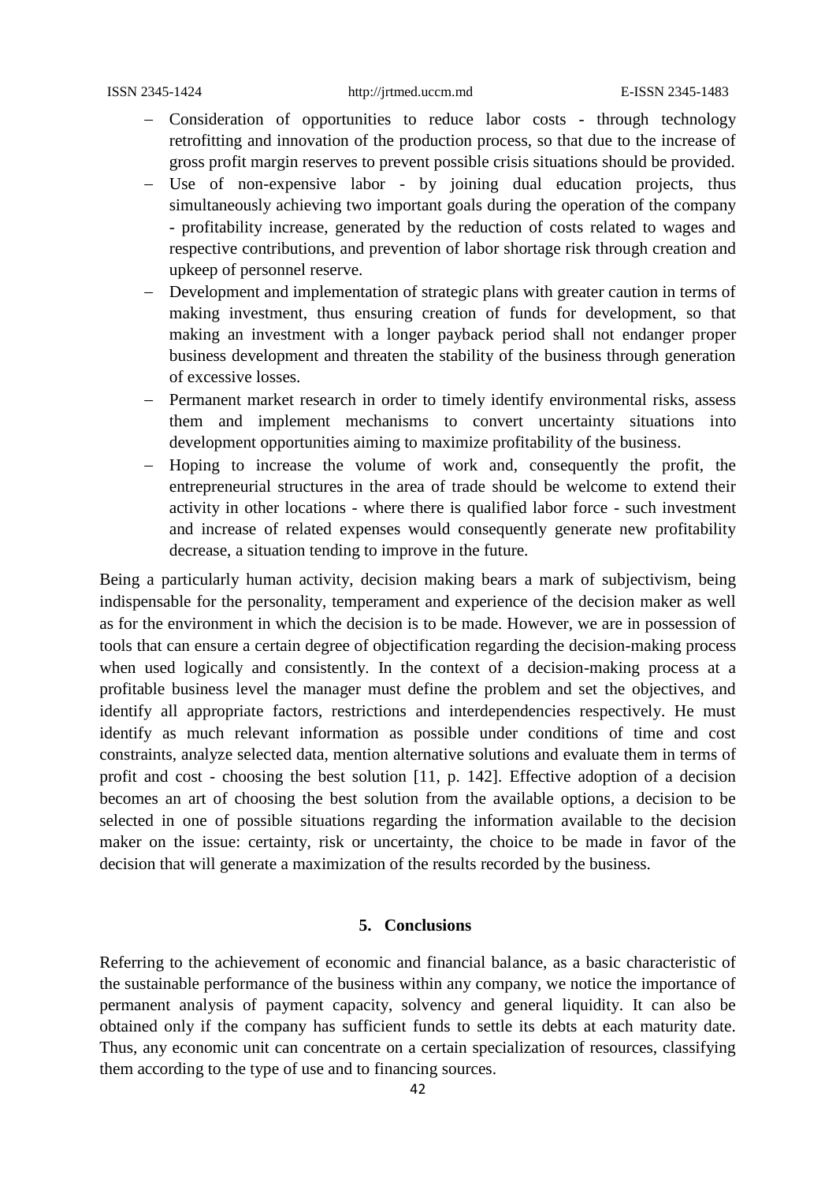- Consideration of opportunities to reduce labor costs - through technology retrofitting and innovation of the production process, so that due to the increase of gross profit margin reserves to prevent possible crisis situations should be provided.
- Use of non-expensive labor - by joining dual education projects, thus simultaneously achieving two important goals during the operation of the company - profitability increase, generated by the reduction of costs related to wages and respective contributions, and prevention of labor shortage risk through creation and upkeep of personnel reserve.
- Development and implementation of strategic plans with greater caution in terms of making investment, thus ensuring creation of funds for development, so that making an investment with a longer payback period shall not endanger proper business development and threaten the stability of the business through generation of excessive losses.
- Permanent market research in order to timely identify environmental risks, assess them and implement mechanisms to convert uncertainty situations into development opportunities aiming to maximize profitability of the business.
- Hoping to increase the volume of work and, consequently the profit, the entrepreneurial structures in the area of trade should be welcome to extend their activity in other locations - where there is qualified labor force - such investment and increase of related expenses would consequently generate new profitability decrease, a situation tending to improve in the future.

Being a particularly human activity, decision making bears a mark of subjectivism, being indispensable for the personality, temperament and experience of the decision maker as well as for the environment in which the decision is to be made. However, we are in possession of tools that can ensure a certain degree of objectification regarding the decision-making process when used logically and consistently. In the context of a decision-making process at a profitable business level the manager must define the problem and set the objectives, and identify all appropriate factors, restrictions and interdependencies respectively. He must identify as much relevant information as possible under conditions of time and cost constraints, analyze selected data, mention alternative solutions and evaluate them in terms of profit and cost - choosing the best solution [11, p. 142]. Effective adoption of a decision becomes an art of choosing the best solution from the available options, a decision to be selected in one of possible situations regarding the information available to the decision maker on the issue: certainty, risk or uncertainty, the choice to be made in favor of the decision that will generate a maximization of the results recorded by the business.

## 5. Conclusions

Referring to the achievement of economic and financial balance, as a basic characteristic of the sustainable performance of the business within any company, we notice the importance of permanent analysis of payment capacity, solvency and general liquidity. It can also be obtained only if the company has sufficient funds to settle its debts at each maturity date. Thus, any economic unit can concentrate on a certain specialization of resources, classifying them according to the type of use and to financing sources.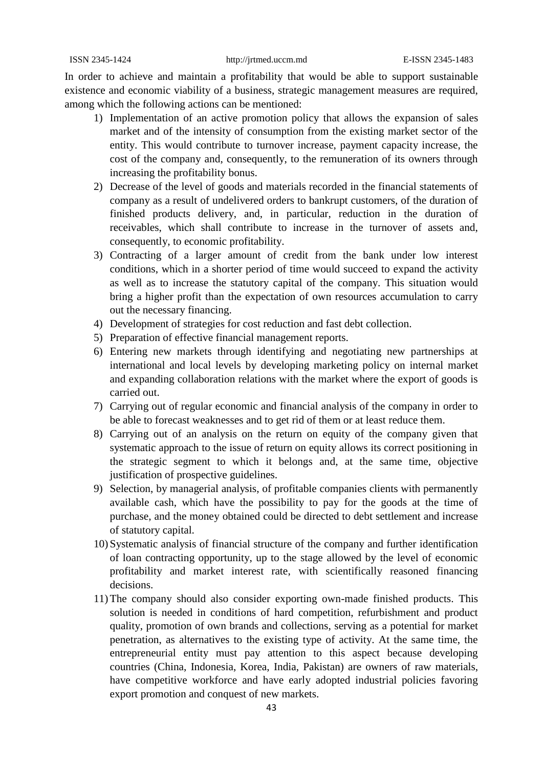In order to achieve and maintain a profitability that would be able to support sustainable existence and economic viability of a business, strategic management measures are required, among which the following actions can be mentioned:

1) Implementation of an active promotion policy that allows the expansion of sales market and of the intensity of consumption from the existing market sector of the entity. This would contribute to turnover increase, payment capacity increase, the cost of the company and, consequently, to the remuneration of its owners through increasing the profitability bonus.
2) Decrease of the level of goods and materials recorded in the financial statements of company as a result of undelivered orders to bankrupt customers, of the duration of finished products delivery, and, in particular, reduction in the duration of receivables, which shall contribute to increase in the turnover of assets and, consequently, to economic profitability.
3) Contracting of a larger amount of credit from the bank under low interest conditions, which in a shorter period of time would succeed to expand the activity as well as to increase the statutory capital of the company. This situation would bring a higher profit than the expectation of own resources accumulation to carry out the necessary financing.
4) Development of strategies for cost reduction and fast debt collection.
5) Preparation of effective financial management reports.
6) Entering new markets through identifying and negotiating new partnerships at international and local levels by developing marketing policy on internal market and expanding collaboration relations with the market where the export of goods is carried out.
7) Carrying out of regular economic and financial analysis of the company in order to be able to forecast weaknesses and to get rid of them or at least reduce them.
8) Carrying out of an analysis on the return on equity of the company given that systematic approach to the issue of return on equity allows its correct positioning in the strategic segment to which it belongs and, at the same time, objective justification of prospective guidelines.
9) Selection, by managerial analysis, of profitable companies clients with permanently available cash, which have the possibility to pay for the goods at the time of purchase, and the money obtained could be directed to debt settlement and increase of statutory capital.
10) Systematic analysis of financial structure of the company and further identification of loan contracting opportunity, up to the stage allowed by the level of economic profitability and market interest rate, with scientifically reasoned financing decisions.
11) The company should also consider exporting own-made finished products. This solution is needed in conditions of hard competition, refurbishment and product quality, promotion of own brands and collections, serving as a potential for market penetration, as alternatives to the existing type of activity. At the same time, the entrepreneurial entity must pay attention to this aspect because developing countries (China, Indonesia, Korea, India, Pakistan) are owners of raw materials, have competitive workforce and have early adopted industrial policies favoring export promotion and conquest of new markets.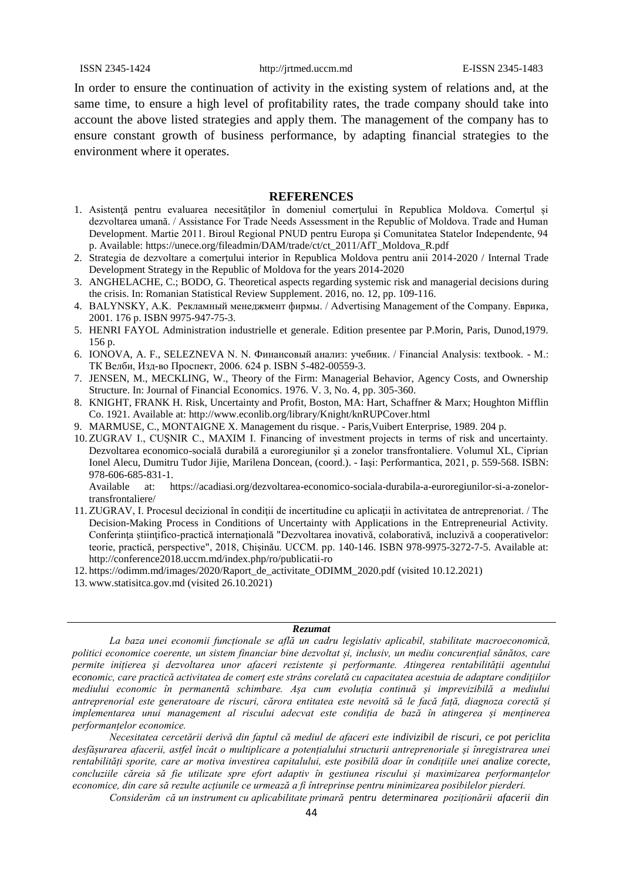In order to ensure the continuation of activity in the existing system of relations and, at the same time, to ensure a high level of profitability rates, the trade company should take into account the above listed strategies and apply them. The management of the company has to ensure constant growth of business performance, by adapting financial strategies to the environment where it operates.

## REFERENCES

1. Asistenţă pentru evaluarea necesităţilor în domeniul comerţului în Republica Moldova. Comerţul şi dezvoltarea umană. / Assistance For Trade Needs Assessment in the Republic of Moldova. Trade and Human Development. Martie 2011. Biroul Regional PNUD pentru Europa şi Comunitatea Statelor Independente, 94 p. Available: https://unece.org/fileadmin/DAM/trade/ct/ct_2011/AfT_Moldova_R.pdf
2. Strategia de dezvoltare a comerţului interior în Republica Moldova pentru anii 2014-2020 / Internal Trade Development Strategy in the Republic of Moldova for the years 2014-2020
3. ANGHELACHE, C.; BODO, G. Theoretical aspects regarding systemic risk and managerial decisions during the crisis. In: Romanian Statistical Review Supplement. 2016, no. 12, pp. 109-116.
4. BALYNSKY, A.K. Рекламный менеджмент фирмы. / Advertising Management of the Company. Еврика, 2001. 176 p. ISBN 9975-947-75-3.
5. HENRI FAYOL Administration industrielle et generale. Edition presentee par P.Morin, Paris, Dunod,1979. 156 p.
6. IONOVA, A. F., SELEZNEVA N. N. Финансовый анализ: учебник. / Financial Analysis: textbook. - М.: ТК Велби, Изд-во Проспект, 2006. 624 p. ISBN 5-482-00559-3.
7. JENSEN, M., MECKLING, W., Theory of the Firm: Managerial Behavior, Agency Costs, and Ownership Structure. In: Journal of Financial Economics. 1976. V. 3, No. 4, pp. 305-360.
8. KNIGHT, FRANK H. Risk, Uncertainty and Profit, Boston, MA: Hart, Schaffner & Marx; Houghton Mifflin Co. 1921. Available at: http://www.econlib.org/library/Knight/knRUPCover.html
9. MARMUSE, C., MONTAIGNE X. Management du risque. - Paris,Vuibert Enterprise, 1989. 204 p.
10. ZUGRAV I., CUȘNIR C., MAXIM I. Financing of investment projects in terms of risk and uncertainty. Dezvoltarea economico-socială durabilă a euroregiunilor şi a zonelor transfrontaliere. Volumul XL, Ciprian Ionel Alecu, Dumitru Tudor Jijie, Marilena Doncean, (coord.). - Iaşi: Performantica, 2021, p. 559-568. ISBN: 978-606-685-831-1.
    Available at: https://acadiasi.org/dezvoltarea-economico-sociala-durabila-a-euroregiunilor-si-a-zonelor-transfrontaliere/
11. ZUGRAV, I. Procesul decizional în condiţii de incertitudine cu aplicaţii în activitatea de antreprenoriat. / The Decision-Making Process in Conditions of Uncertainty with Applications in the Entrepreneurial Activity. Conferinţa ştiinţifico-practică internaţională "Dezvoltarea inovativă, colaborativă, incluzivă a cooperativelor: teorie, practică, perspective", 2018, Chișinău. UCCM. pp. 140-146. ISBN 978-9975-3272-7-5. Available at: http://conference2018.uccm.md/index.php/ro/publicatii-ro
12. https://odimm.md/images/2020/Raport_de_activitate_ODIMM_2020.pdf (visited 10.12.2021)
13. www.statisitca.gov.md (visited 26.10.2021)

---

***Rezumat***

*La baza unei economii funcționale se află un cadru legislativ aplicabil, stabilitate macroeconomică, politici economice coerente, un sistem financiar bine dezvoltat și, inclusiv, un mediu concurențial sănătos, care permite inițierea și dezvoltarea unor afaceri rezistente și performante. Atingerea rentabilității agentului economic, care practică activitatea de comerț este strâns corelată cu capacitatea acestuia de adaptare condițiilor mediului economic în permanentă schimbare. Așa cum evoluția continuă și imprevizibilă a mediului antreprenorial este generatoare de riscuri, cărora entitatea este nevoită să le facă față, diagnoza corectă și implementarea unui management al riscului adecvat este condiția de bază în atingerea și menținerea performanțelor economice.*

*Necesitatea cercetării derivă din faptul că mediul de afaceri este indivizibil de riscuri, ce pot periclita desfășurarea afacerii, astfel încât o multiplicare a potențialului structurii antreprenoriale și înregistrarea unei rentabilități sporite, care ar motiva investirea capitalului, este posibilă doar în condițiile unei analize corecte, concluziile căreia să fie utilizate spre efort adaptiv în gestiunea riscului și maximizarea performanțelor economice, din care să rezulte acțiunile ce urmează a fi întreprinse pentru minimizarea posibilelor pierderi.*

*Considerăm că un instrument cu aplicabilitate primară pentru determinarea poziționării afacerii din*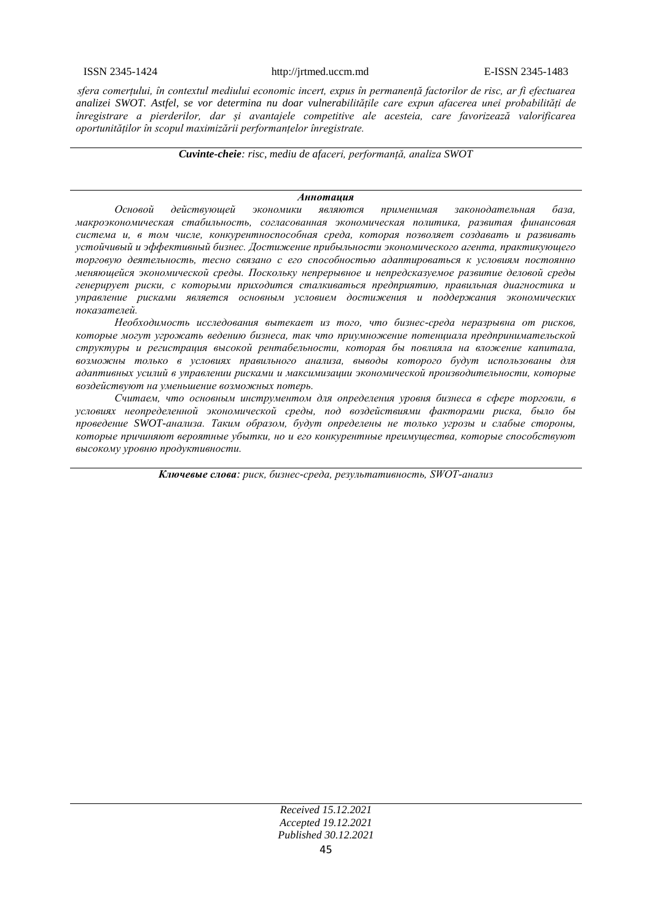*sfera comerţului, în contextul mediului economic incert, expus în permanenţă factorilor de risc, ar fi efectuarea analizei SWOT. Astfel, se vor determina nu doar vulnerabilitățile care expun afacerea unei probabilități de înregistrare a pierderilor, dar și avantajele competitive ale acesteia, care favorizează valorificarea oportunităților în scopul maximizării performanțelor înregistrate.*

***Cuvinte-cheie****: risc, mediu de afaceri, performanță, analiza SWOT*

***Аннотация***

*Основой действующей экономики являются применимая законодательная база, макроэкономическая стабильность, согласованная экономическая политика, развитая финансовая система и, в том числе, конкурентноспособная среда, которая позволяет создавать и развивать устойчивый и эффективный бизнес. Достижение прибыльности экономического агента, практикующего торговую деятельность, тесно связано с его способностью адаптироваться к условиям постоянно меняющейся экономической среды. Поскольку непрерывное и непредсказуемое развитие деловой среды генерирует риски, с которыми приходится сталкиваться предприятию, правильная диагностика и управление рисками является основным условием достижения и поддержания экономических показателей.*

*Необходимость исследования вытекает из того, что бизнес-среда неразрывна от рисков, которые могут угрожать ведению бизнеса, так что приумножение потенциала предпринимательской структуры и регистрация высокой рентабельности, которая бы повлияла на вложение капитала, возможны только в условиях правильного анализа, выводы которого будут использованы для адаптивных усилий в управлении рисками и максимизации экономической производительности, которые воздействуют на уменьшение возможных потерь.*

*Считаем, что основным инструментом для определения уровня бизнеса в сфере торговли, в условиях неопределенной экономической среды, под воздействиями факторами риска, было бы проведение SWOT-анализа. Таким образом, будут определены не только угрозы и слабые стороны, которые причиняют вероятные убытки, но и его конкурентные преимущества, которые способствуют высокому уровню продуктивности.*

***Ключевые слова****: риск, бизнес-среда, результативность, SWOT-анализ*

*Received 15.12.2021*
*Accepted 19.12.2021*
*Published 30.12.2021*